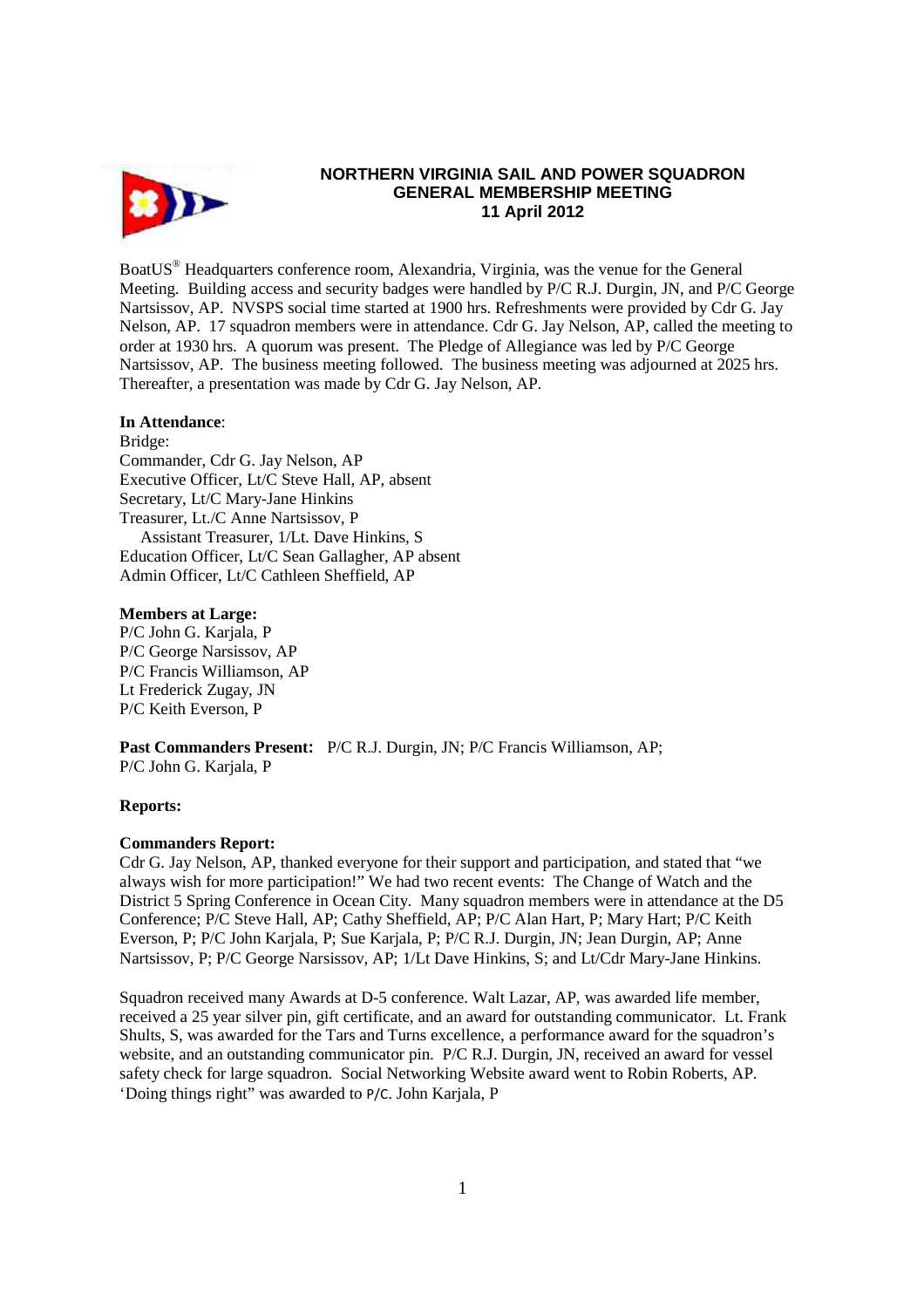# NORTHERN VIRGINIA SAIL AND POWER SQUADRON
## GENERAL MEMBERSHIP MEETING
### 11 April 2012

BoatUS® Headquarters conference room, Alexandria, Virginia, was the venue for the General Meeting. Building access and security badges were handled by P/C R.J. Durgin, JN, and P/C George Nartsissov, AP. NVSPS social time started at 1900 hrs. Refreshments were provided by Cdr G. Jay Nelson, AP. 17 squadron members were in attendance. Cdr G. Jay Nelson, AP, called the meeting to order at 1930 hrs. A quorum was present. The Pledge of Allegiance was led by P/C George Nartsissov, AP. The business meeting followed. The business meeting was adjourned at 2025 hrs. Thereafter, a presentation was made by Cdr G. Jay Nelson, AP.

**In Attendance**:

Bridge:
Commander, Cdr G. Jay Nelson, AP
Executive Officer, Lt/C Steve Hall, AP, absent
Secretary, Lt/C Mary-Jane Hinkins
Treasurer, Lt./C Anne Nartsissov, P
 Assistant Treasurer, 1/Lt. Dave Hinkins, S
Education Officer, Lt/C Sean Gallagher, AP absent
Admin Officer, Lt/C Cathleen Sheffield, AP

**Members at Large:**
P/C John G. Karjala, P
P/C George Narsissov, AP
P/C Francis Williamson, AP
Lt Frederick Zugay, JN
P/C Keith Everson, P

**Past Commanders Present:** P/C R.J. Durgin, JN; P/C Francis Williamson, AP; P/C John G. Karjala, P

**Reports:**

**Commanders Report:**
Cdr G. Jay Nelson, AP, thanked everyone for their support and participation, and stated that "we always wish for more participation!" We had two recent events: The Change of Watch and the District 5 Spring Conference in Ocean City. Many squadron members were in attendance at the D5 Conference; P/C Steve Hall, AP; Cathy Sheffield, AP; P/C Alan Hart, P; Mary Hart; P/C Keith Everson, P; P/C John Karjala, P; Sue Karjala, P; P/C R.J. Durgin, JN; Jean Durgin, AP; Anne Nartsissov, P; P/C George Narsissov, AP; 1/Lt Dave Hinkins, S; and Lt/Cdr Mary-Jane Hinkins.

Squadron received many Awards at D-5 conference. Walt Lazar, AP, was awarded life member, received a 25 year silver pin, gift certificate, and an award for outstanding communicator. Lt. Frank Shults, S, was awarded for the Tars and Turns excellence, a performance award for the squadron's website, and an outstanding communicator pin. P/C R.J. Durgin, JN, received an award for vessel safety check for large squadron. Social Networking Website award went to Robin Roberts, AP. 'Doing things right" was awarded to P/C. John Karjala, P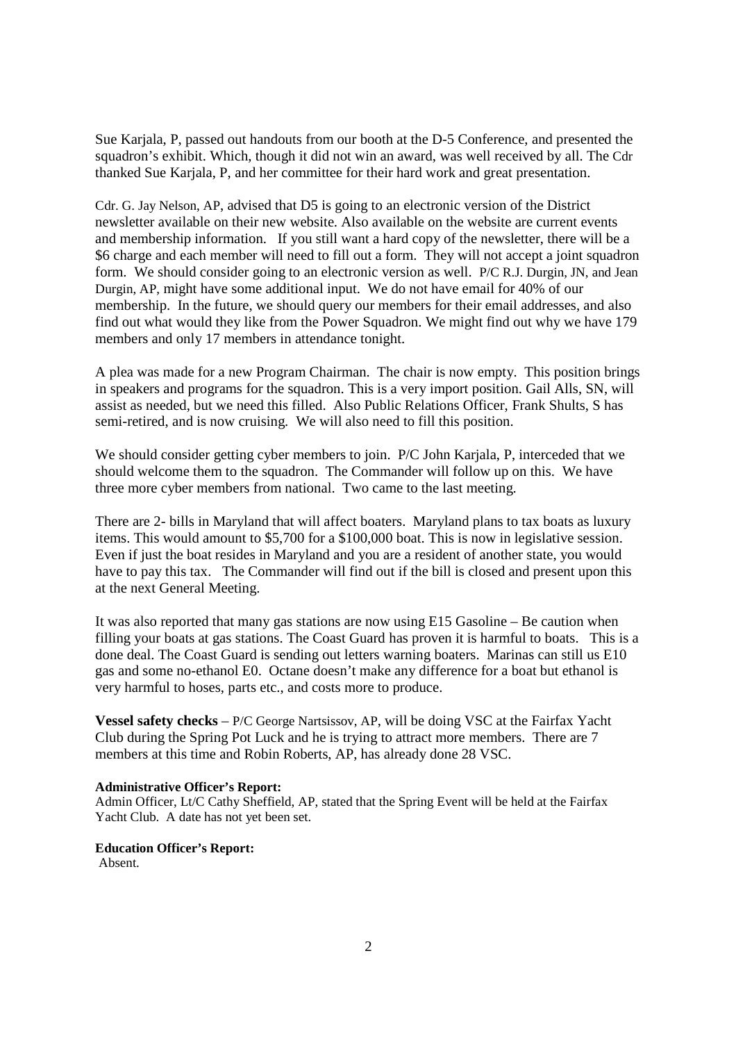Sue Karjala, P, passed out handouts from our booth at the D-5 Conference, and presented the squadron's exhibit. Which, though it did not win an award, was well received by all. The Cdr thanked Sue Karjala, P, and her committee for their hard work and great presentation.

Cdr. G. Jay Nelson, AP, advised that D5 is going to an electronic version of the District newsletter available on their new website. Also available on the website are current events and membership information. If you still want a hard copy of the newsletter, there will be a $6 charge and each member will need to fill out a form. They will not accept a joint squadron form. We should consider going to an electronic version as well. P/C R.J. Durgin, JN, and Jean Durgin, AP, might have some additional input. We do not have email for 40% of our membership. In the future, we should query our members for their email addresses, and also find out what would they like from the Power Squadron. We might find out why we have 179 members and only 17 members in attendance tonight.

A plea was made for a new Program Chairman. The chair is now empty. This position brings in speakers and programs for the squadron. This is a very import position. Gail Alls, SN, will assist as needed, but we need this filled. Also Public Relations Officer, Frank Shults, S has semi-retired, and is now cruising. We will also need to fill this position.

We should consider getting cyber members to join. P/C John Karjala, P, interceded that we should welcome them to the squadron. The Commander will follow up on this. We have three more cyber members from national. Two came to the last meeting.

There are 2- bills in Maryland that will affect boaters. Maryland plans to tax boats as luxury items. This would amount to $5,700 for a $100,000 boat. This is now in legislative session. Even if just the boat resides in Maryland and you are a resident of another state, you would have to pay this tax. The Commander will find out if the bill is closed and present upon this at the next General Meeting.

It was also reported that many gas stations are now using E15 Gasoline – Be caution when filling your boats at gas stations. The Coast Guard has proven it is harmful to boats. This is a done deal. The Coast Guard is sending out letters warning boaters. Marinas can still us E10 gas and some no-ethanol E0. Octane doesn't make any difference for a boat but ethanol is very harmful to hoses, parts etc., and costs more to produce.

**Vessel safety checks** – P/C George Nartsissov, AP, will be doing VSC at the Fairfax Yacht Club during the Spring Pot Luck and he is trying to attract more members. There are 7 members at this time and Robin Roberts, AP, has already done 28 VSC.

**Administrative Officer's Report:**
Admin Officer, Lt/C Cathy Sheffield, AP, stated that the Spring Event will be held at the Fairfax Yacht Club. A date has not yet been set.

**Education Officer's Report:**
Absent.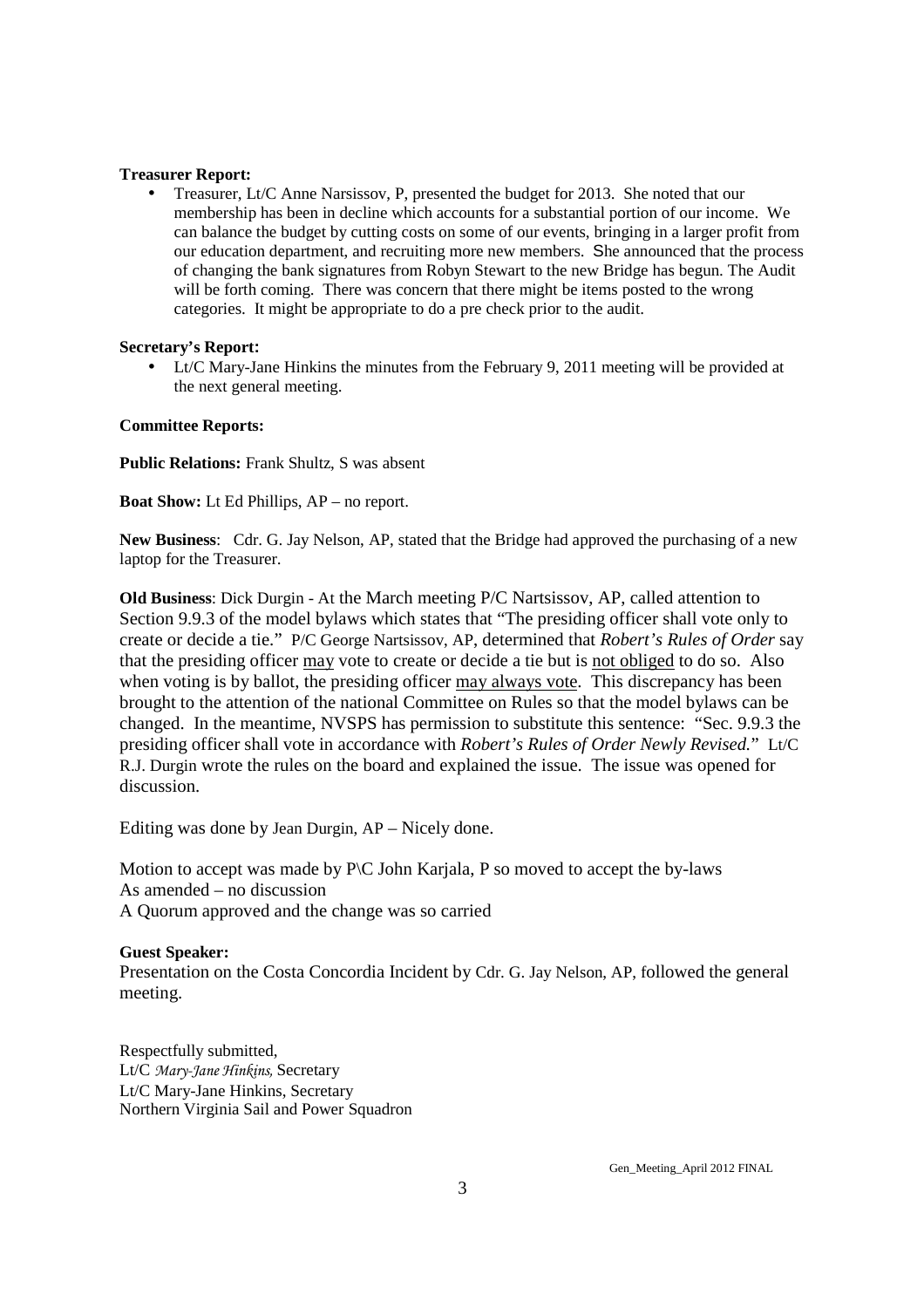**Treasurer Report:**

- Treasurer, Lt/C Anne Narsissov, P, presented the budget for 2013. She noted that our membership has been in decline which accounts for a substantial portion of our income. We can balance the budget by cutting costs on some of our events, bringing in a larger profit from our education department, and recruiting more new members. She announced that the process of changing the bank signatures from Robyn Stewart to the new Bridge has begun. The Audit will be forth coming. There was concern that there might be items posted to the wrong categories. It might be appropriate to do a pre check prior to the audit.

**Secretary's Report:**

- Lt/C Mary-Jane Hinkins the minutes from the February 9, 2011 meeting will be provided at the next general meeting.

**Committee Reports:**

**Public Relations:** Frank Shultz, S was absent

**Boat Show:** Lt Ed Phillips, AP – no report.

**New Business**: Cdr. G. Jay Nelson, AP, stated that the Bridge had approved the purchasing of a new laptop for the Treasurer.

**Old Business**: Dick Durgin - At the March meeting P/C Nartsissov, AP, called attention to Section 9.9.3 of the model bylaws which states that "The presiding officer shall vote only to create or decide a tie." P/C George Nartsissov, AP, determined that *Robert's Rules of Order* say that the presiding officer <u>may</u> vote to create or decide a tie but is <u>not obliged</u> to do so. Also when voting is by ballot, the presiding officer <u>may always vote</u>. This discrepancy has been brought to the attention of the national Committee on Rules so that the model bylaws can be changed. In the meantime, NVSPS has permission to substitute this sentence: "Sec. 9.9.3 the presiding officer shall vote in accordance with *Robert's Rules of Order Newly Revised.*" Lt/C R.J. Durgin wrote the rules on the board and explained the issue. The issue was opened for discussion.

Editing was done by Jean Durgin, AP – Nicely done.

Motion to accept was made by P\C John Karjala, P so moved to accept the by-laws
As amended – no discussion
A Quorum approved and the change was so carried

**Guest Speaker:**

Presentation on the Costa Concordia Incident by Cdr. G. Jay Nelson, AP, followed the general meeting.

Respectfully submitted,
Lt/C *Mary-Jane Hinkins,* Secretary
Lt/C Mary-Jane Hinkins, Secretary
Northern Virginia Sail and Power Squadron

Gen_Meeting_April 2012 FINAL